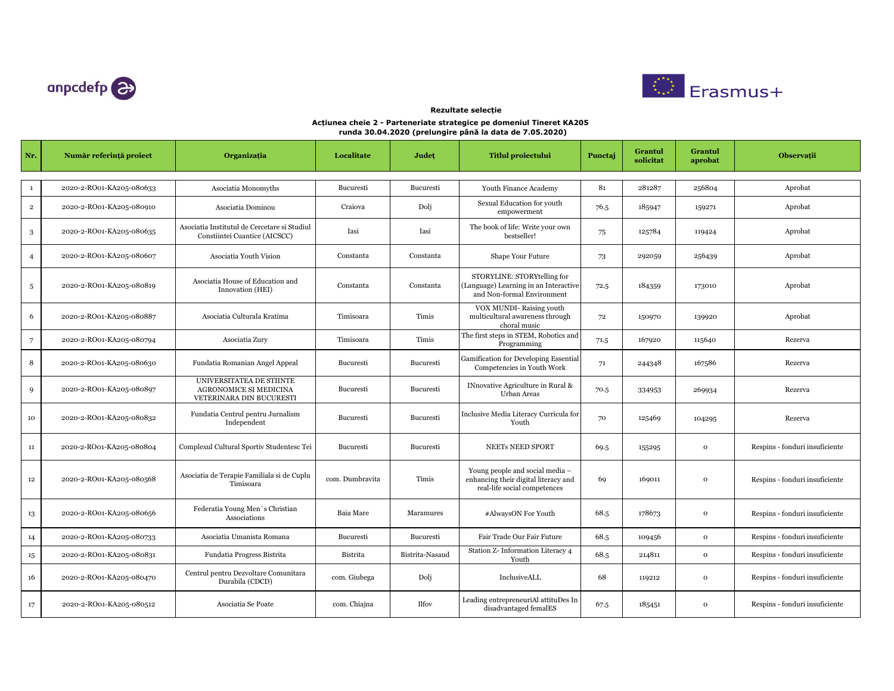**Rezultate selecție**

**Acțiunea cheie 2 - Parteneriate strategice pe domeniul Tineret KA205**
**runda 30.04.2020 (prelungire până la data de 7.05.2020)**

| Nr. | Număr referință proiect | Organizația | Localitate | Județ | Titlul proiectului | Punctaj | Grantul solicitat | Grantul aprobat | Observații |
|---|---|---|---|---|---|---|---|---|---|
| 1 | 2020-2-RO01-KA205-080633 | Asociatia Monomyths | Bucuresti | Bucuresti | Youth Finance Academy | 81 | 281287 | 256804 | Aprobat |
| 2 | 2020-2-RO01-KA205-080910 | Asociatia Dominou | Craiova | Dolj | Sexual Education for youth empowerment | 76.5 | 185947 | 159271 | Aprobat |
| 3 | 2020-2-RO01-KA205-080635 | Asociatia Institutul de Cercetare si Studiul Constiintei Cuantice (AICSCC) | Iasi | Iasi | The book of life: Write your own bestseller! | 75 | 125784 | 119424 | Aprobat |
| 4 | 2020-2-RO01-KA205-080607 | Asociatia Youth Vision | Constanta | Constanta | Shape Your Future | 73 | 292059 | 256439 | Aprobat |
| 5 | 2020-2-RO01-KA205-080819 | Asociatia House of Education and Innovation (HEI) | Constanta | Constanta | STORYLINE: STORYtelling for (Language) Learning in an Interactive and Non-formal Environment | 72.5 | 184359 | 173010 | Aprobat |
| 6 | 2020-2-RO01-KA205-080887 | Asociatia Culturala Kratima | Timisoara | Timis | VOX MUNDI- Raising youth multicultural awareness through choral music | 72 | 150970 | 139920 | Aprobat |
| 7 | 2020-2-RO01-KA205-080794 | Asociatia Zury | Timisoara | Timis | The first steps in STEM, Robotics and Programming | 71.5 | 167920 | 115640 | Rezerva |
| 8 | 2020-2-RO01-KA205-080630 | Fundatia Romanian Angel Appeal | Bucuresti | Bucuresti | Gamification for Developing Essential Competencies in Youth Work | 71 | 244348 | 167586 | Rezerva |
| 9 | 2020-2-RO01-KA205-080897 | UNIVERSITATEA DE STIINTE AGRONOMICE SI MEDICINA VETERINARA DIN BUCURESTI | Bucuresti | Bucuresti | INnovative Agriculture in Rural & Urban Areas | 70.5 | 334953 | 269934 | Rezerva |
| 10 | 2020-2-RO01-KA205-080832 | Fundatia Centrul pentru Jurnalism Independent | Bucuresti | Bucuresti | Inclusive Media Literacy Curricula for Youth | 70 | 125469 | 104295 | Rezerva |
| 11 | 2020-2-RO01-KA205-080804 | Complexul Cultural Sportiv Studentesc Tei | Bucuresti | Bucuresti | NEETs NEED SPORT | 69.5 | 155295 | 0 | Respins - fonduri insuficiente |
| 12 | 2020-2-RO01-KA205-080568 | Asociatia de Terapie Familiala si de Cuplu Timisoara | com. Dumbravita | Timis | Young people and social media – enhancing their digital literacy and real-life social competences | 69 | 169011 | 0 | Respins - fonduri insuficiente |
| 13 | 2020-2-RO01-KA205-080656 | Federatia Young Men`s Christian Associations | Baia Mare | Maramures | #AlwaysON For Youth | 68.5 | 178673 | 0 | Respins - fonduri insuficiente |
| 14 | 2020-2-RO01-KA205-080733 | Asociatia Umanista Romana | Bucuresti | Bucuresti | Fair Trade Our Fair Future | 68.5 | 109456 | 0 | Respins - fonduri insuficiente |
| 15 | 2020-2-RO01-KA205-080831 | Fundatia Progress Bistrita | Bistrita | Bistrita-Nasaud | Station Z- Information Literacy 4 Youth | 68.5 | 214811 | 0 | Respins - fonduri insuficiente |
| 16 | 2020-2-RO01-KA205-080470 | Centrul pentru Dezvoltare Comunitara Durabila (CDCD) | com. Giubega | Dolj | InclusiveALL | 68 | 119212 | 0 | Respins - fonduri insuficiente |
| 17 | 2020-2-RO01-KA205-080512 | Asociatia Se Poate | com. Chiajna | Ilfov | Leading entrepreneuriAl attituDes In disadvantaged femalES | 67.5 | 185451 | 0 | Respins - fonduri insuficiente |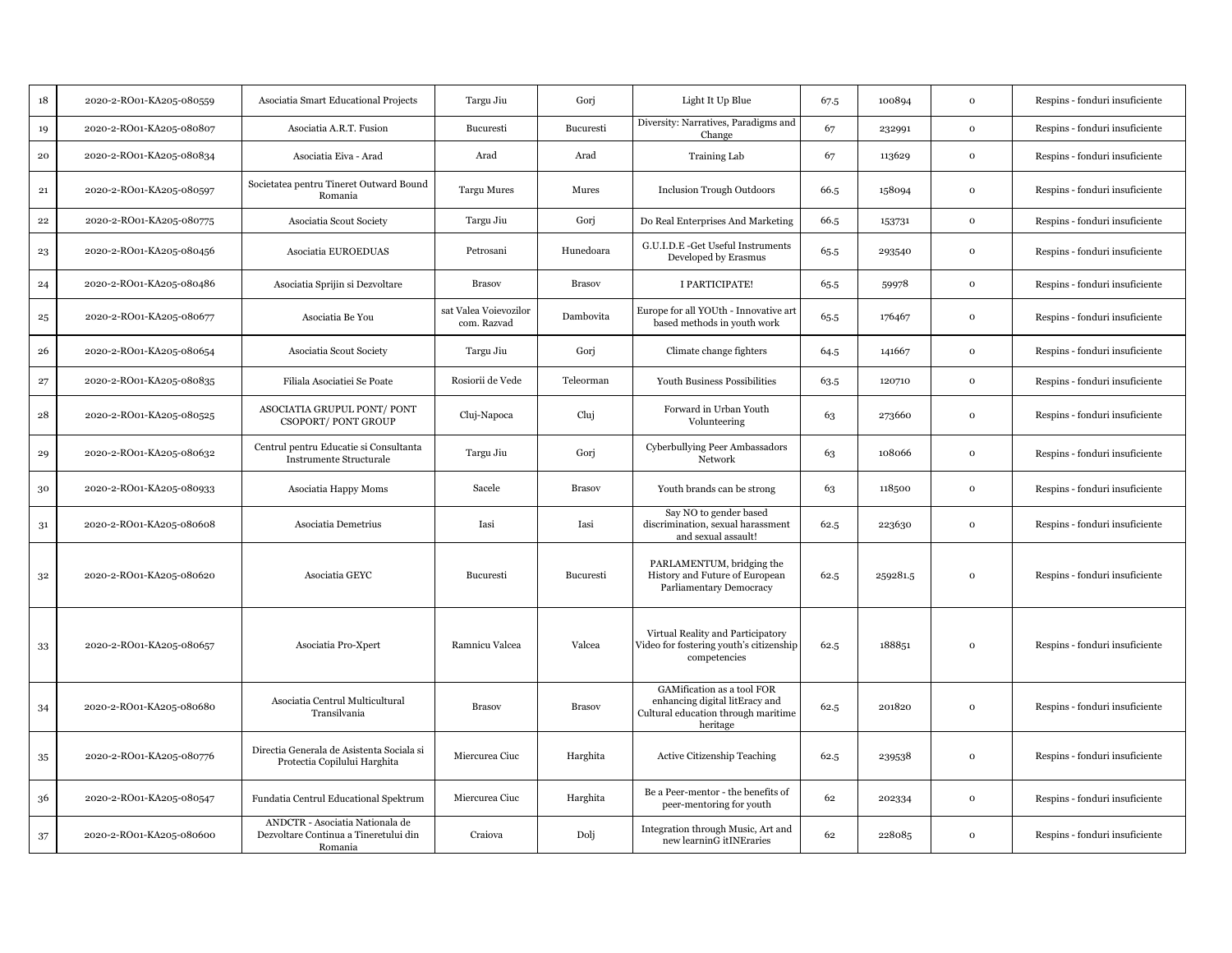| | | | | | | | | | |
|---|---|---|---|---|---|---|---|---|---|
| 18 | 2020-2-RO01-KA205-080559 | Asociatia Smart Educational Projects | Targu Jiu | Gorj | Light It Up Blue | 67.5 | 100894 | 0 | Respins - fonduri insuficiente |
| 19 | 2020-2-RO01-KA205-080807 | Asociatia A.R.T. Fusion | Bucuresti | Bucuresti | Diversity: Narratives, Paradigms and Change | 67 | 232991 | 0 | Respins - fonduri insuficiente |
| 20 | 2020-2-RO01-KA205-080834 | Asociatia Eiva - Arad | Arad | Arad | Training Lab | 67 | 113629 | 0 | Respins - fonduri insuficiente |
| 21 | 2020-2-RO01-KA205-080597 | Societatea pentru Tineret Outward Bound Romania | Targu Mures | Mures | Inclusion Trough Outdoors | 66.5 | 158094 | 0 | Respins - fonduri insuficiente |
| 22 | 2020-2-RO01-KA205-080775 | Asociatia Scout Society | Targu Jiu | Gorj | Do Real Enterprises And Marketing | 66.5 | 153731 | 0 | Respins - fonduri insuficiente |
| 23 | 2020-2-RO01-KA205-080456 | Asociatia EUROEDUAS | Petrosani | Hunedoara | G.U.I.D.E -Get Useful Instruments Developed by Erasmus | 65.5 | 293540 | 0 | Respins - fonduri insuficiente |
| 24 | 2020-2-RO01-KA205-080486 | Asociatia Sprijin si Dezvoltare | Brasov | Brasov | I PARTICIPATE! | 65.5 | 59978 | 0 | Respins - fonduri insuficiente |
| 25 | 2020-2-RO01-KA205-080677 | Asociatia Be You | sat Valea Voievozilor com. Razvad | Dambovita | Europe for all YOUth - Innovative art based methods in youth work | 65.5 | 176467 | 0 | Respins - fonduri insuficiente |
| 26 | 2020-2-RO01-KA205-080654 | Asociatia Scout Society | Targu Jiu | Gorj | Climate change fighters | 64.5 | 141667 | 0 | Respins - fonduri insuficiente |
| 27 | 2020-2-RO01-KA205-080835 | Filiala Asociatiei Se Poate | Rosiorii de Vede | Teleorman | Youth Business Possibilities | 63.5 | 120710 | 0 | Respins - fonduri insuficiente |
| 28 | 2020-2-RO01-KA205-080525 | ASOCIATIA GRUPUL PONT/ PONT CSOPORT/ PONT GROUP | Cluj-Napoca | Cluj | Forward in Urban Youth Volunteering | 63 | 273660 | 0 | Respins - fonduri insuficiente |
| 29 | 2020-2-RO01-KA205-080632 | Centrul pentru Educatie si Consultanta Instrumente Structurale | Targu Jiu | Gorj | Cyberbullying Peer Ambassadors Network | 63 | 108066 | 0 | Respins - fonduri insuficiente |
| 30 | 2020-2-RO01-KA205-080933 | Asociatia Happy Moms | Sacele | Brasov | Youth brands can be strong | 63 | 118500 | 0 | Respins - fonduri insuficiente |
| 31 | 2020-2-RO01-KA205-080608 | Asociatia Demetrius | Iasi | Iasi | Say NO to gender based discrimination, sexual harassment and sexual assault! | 62.5 | 223630 | 0 | Respins - fonduri insuficiente |
| 32 | 2020-2-RO01-KA205-080620 | Asociatia GEYC | Bucuresti | Bucuresti | PARLAMENTUM, bridging the History and Future of European Parliamentary Democracy | 62.5 | 259281.5 | 0 | Respins - fonduri insuficiente |
| 33 | 2020-2-RO01-KA205-080657 | Asociatia Pro-Xpert | Ramnicu Valcea | Valcea | Virtual Reality and Participatory Video for fostering youth's citizenship competencies | 62.5 | 188851 | 0 | Respins - fonduri insuficiente |
| 34 | 2020-2-RO01-KA205-080680 | Asociatia Centrul Multicultural Transilvania | Brasov | Brasov | GAMification as a tool FOR enhancing digital litEracy and Cultural education through maritime heritage | 62.5 | 201820 | 0 | Respins - fonduri insuficiente |
| 35 | 2020-2-RO01-KA205-080776 | Directia Generala de Asistenta Sociala si Protectia Copilului Harghita | Miercurea Ciuc | Harghita | Active Citizenship Teaching | 62.5 | 239538 | 0 | Respins - fonduri insuficiente |
| 36 | 2020-2-RO01-KA205-080547 | Fundatia Centrul Educational Spektrum | Miercurea Ciuc | Harghita | Be a Peer-mentor - the benefits of peer-mentoring for youth | 62 | 202334 | 0 | Respins - fonduri insuficiente |
| 37 | 2020-2-RO01-KA205-080600 | ANDCTR - Asociatia Nationala de Dezvoltare Continua a Tineretului din Romania | Craiova | Dolj | Integration through Music, Art and new learninG itINEraries | 62 | 228085 | 0 | Respins - fonduri insuficiente |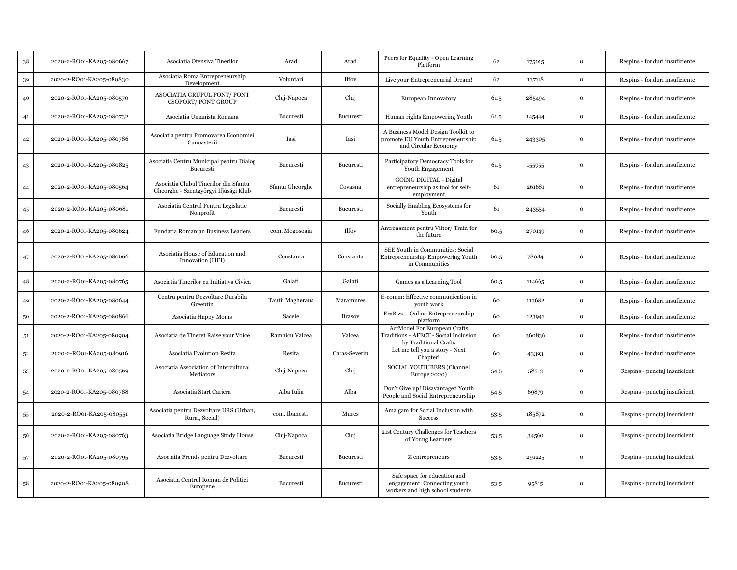| 38 | 2020-2-RO01-KA205-080667 | Asociatia Ofensiva Tinerilor | Arad | Arad | Peers for Equality - Open Learning Platform | 62 | 175015 | 0 | Respins - fonduri insuficiente |
|---|---|---|---|---|---|---|---|---|---|
| 39 | 2020-2-RO01-KA205-080830 | Asociatia Roma Entrepreneurship Development | Voluntari | Ilfov | Live your Entrepreneurial Dream! | 62 | 137118 | 0 | Respins - fonduri insuficiente |
| 40 | 2020-2-RO01-KA205-080570 | ASOCIATIA GRUPUL PONT/ PONT CSOPORT/ PONT GROUP | Cluj-Napoca | Cluj | European Innovatory | 61.5 | 285494 | 0 | Respins - fonduri insuficiente |
| 41 | 2020-2-RO01-KA205-080732 | Asociatia Umanista Romana | Bucuresti | Bucuresti | Human rights Empowering Youth | 61.5 | 145444 | 0 | Respins - fonduri insuficiente |
| 42 | 2020-2-RO01-KA205-080786 | Asociatia pentru Promovarea Economiei Cunoasterii | Iasi | Iasi | A Business Model Design Toolkit to promote EU Youth Entrepreneurship and Circular Economy | 61.5 | 243305 | 0 | Respins - fonduri insuficiente |
| 43 | 2020-2-RO01-KA205-080825 | Asociatia Centru Municipal pentru Dialog Bucuresti | Bucuresti | Bucuresti | Participatory Democracy Tools for Youth Engagement | 61.5 | 155955 | 0 | Respins - fonduri insuficiente |
| 44 | 2020-2-RO01-KA205-080564 | Asociatia Clubul Tinerilor din Sfantu Gheorghe - Szentgyörgyi Ifjúsági Klub | Sfantu Gheorghe | Covasna | GOING DIGITAL - Digital entrepreneurship as tool for self-employment | 61 | 261681 | 0 | Respins - fonduri insuficiente |
| 45 | 2020-2-RO01-KA205-080681 | Asociatia Centrul Pentru Legislatie Nonprofit | Bucuresti | Bucuresti | Socially Enabling Ecosystems for Youth | 61 | 243554 | 0 | Respins - fonduri insuficiente |
| 46 | 2020-2-RO01-KA205-080624 | Fundatia Romanian Business Leaders | com. Mogosoaia | Ilfov | Antrenament pentru Viitor/ Train for the future | 60.5 | 270149 | 0 | Respins - fonduri insuficiente |
| 47 | 2020-2-RO01-KA205-080666 | Asociatia House of Education and Innovation (HEI) | Constanta | Constanta | SEE Youth in Communities: Social Entrepreneurship Empowering Youth in Communities | 60.5 | 78084 | 0 | Respins - fonduri insuficiente |
| 48 | 2020-2-RO01-KA205-080765 | Asociatia Tinerilor cu Initiativa Civica | Galati | Galati | Games as a Learning Tool | 60.5 | 114665 | 0 | Respins - fonduri insuficiente |
| 49 | 2020-2-RO01-KA205-080644 | Centru pentru Dezvoltare Durabila Greentin | Tautii Magheraus | Maramures | E-comm: Effective communication in youth work | 60 | 113682 | 0 | Respins - fonduri insuficiente |
| 50 | 2020-2-RO01-KA205-080866 | Asociatia Happy Moms | Sacele | Brasov | EraBizz - Online Entrepreneurship platform | 60 | 123941 | 0 | Respins - fonduri insuficiente |
| 51 | 2020-2-RO01-KA205-080904 | Asociatia de Tineret Raise your Voice | Ramnicu Valcea | Valcea | ActModel For European Crafts Traditions - AFECT - Social Inclusion by Traditional Crafts | 60 | 360836 | 0 | Respins - fonduri insuficiente |
| 52 | 2020-2-RO01-KA205-080916 | Asociatia Evolution Resita | Resita | Caras-Severin | Let me tell you a story - Next Chapter! | 60 | 43393 | 0 | Respins - fonduri insuficiente |
| 53 | 2020-2-RO01-KA205-080569 | Asociatia Association of Intercultural Mediators | Cluj-Napoca | Cluj | SOCIAL YOUTUBERS (Channel Europe 2020) | 54.5 | 58513 | 0 | Respins - punctaj insuficient |
| 54 | 2020-2-RO01-KA205-080788 | Asociatia Start Cariera | Alba Iulia | Alba | Don't Give up! Disavantaged Youth People and Social Entrepreneurship | 54.5 | 69879 | 0 | Respins - punctaj insuficient |
| 55 | 2020-2-RO01-KA205-080551 | Asociatia pentru Dezvoltare URS (Urban, Rural, Social) | com. Ibanesti | Mures | Amalgam for Social Inclusion with Success | 53.5 | 185872 | 0 | Respins - punctaj insuficient |
| 56 | 2020-2-RO01-KA205-080763 | Asociatia Bridge Language Study House | Cluj-Napoca | Cluj | 21st Century Challenges for Teachers of Young Learners | 53.5 | 34560 | 0 | Respins - punctaj insuficient |
| 57 | 2020-2-RO01-KA205-080795 | Asociatia Frends pentru Dezvoltare | Bucuresti | Bucuresti | Z entrepreneurs | 53.5 | 291225 | 0 | Respins - punctaj insuficient |
| 58 | 2020-2-RO01-KA205-080908 | Asociatia Centrul Roman de Politici Europene | Bucuresti | Bucuresti | Safe space for education and engagement: Connecting youth workers and high school students | 53.5 | 95815 | 0 | Respins - punctaj insuficient |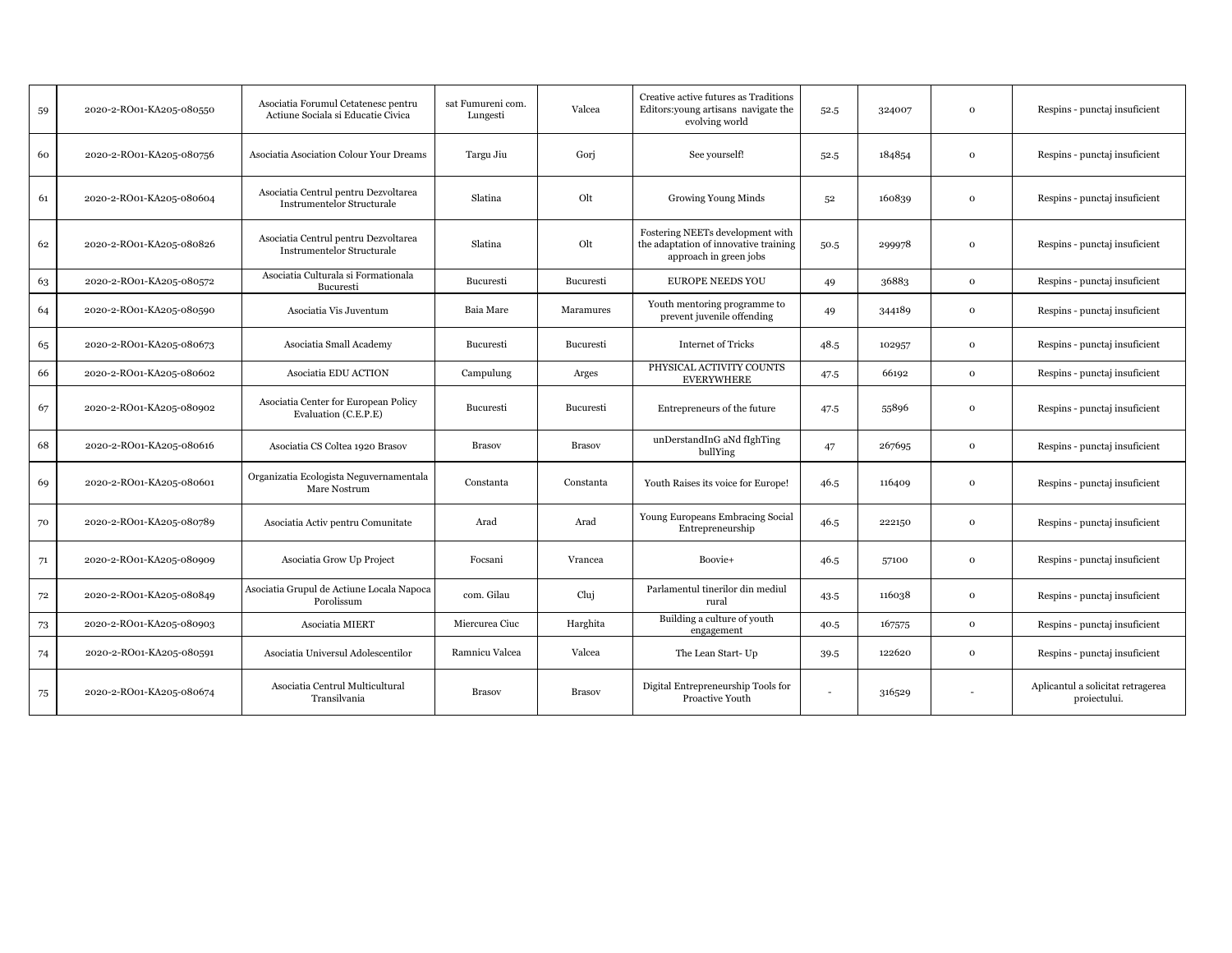| | | | | | | | | | |
|---|---|---|---|---|---|---|---|---|---|
| 59 | 2020-2-RO01-KA205-080550 | Asociatia Forumul Cetatenesc pentru Actiune Sociala si Educatie Civica | sat Fumureni com. Lungesti | Valcea | Creative active futures as Traditions Editors:young artisans navigate the evolving world | 52.5 | 324007 | 0 | Respins - punctaj insuficient |
| 60 | 2020-2-RO01-KA205-080756 | Asociatia Asociation Colour Your Dreams | Targu Jiu | Gorj | See yourself! | 52.5 | 184854 | 0 | Respins - punctaj insuficient |
| 61 | 2020-2-RO01-KA205-080604 | Asociatia Centrul pentru Dezvoltarea Instrumentelor Structurale | Slatina | Olt | Growing Young Minds | 52 | 160839 | 0 | Respins - punctaj insuficient |
| 62 | 2020-2-RO01-KA205-080826 | Asociatia Centrul pentru Dezvoltarea Instrumentelor Structurale | Slatina | Olt | Fostering NEETs development with the adaptation of innovative training approach in green jobs | 50.5 | 299978 | 0 | Respins - punctaj insuficient |
| 63 | 2020-2-RO01-KA205-080572 | Asociatia Culturala si Formationala Bucuresti | Bucuresti | Bucuresti | EUROPE NEEDS YOU | 49 | 36883 | 0 | Respins - punctaj insuficient |
| 64 | 2020-2-RO01-KA205-080590 | Asociatia Vis Juventum | Baia Mare | Maramures | Youth mentoring programme to prevent juvenile offending | 49 | 344189 | 0 | Respins - punctaj insuficient |
| 65 | 2020-2-RO01-KA205-080673 | Asociatia Small Academy | Bucuresti | Bucuresti | Internet of Tricks | 48.5 | 102957 | 0 | Respins - punctaj insuficient |
| 66 | 2020-2-RO01-KA205-080602 | Asociatia EDU ACTION | Campulung | Arges | PHYSICAL ACTIVITY COUNTS EVERYWHERE | 47.5 | 66192 | 0 | Respins - punctaj insuficient |
| 67 | 2020-2-RO01-KA205-080902 | Asociatia Center for European Policy Evaluation (C.E.P.E) | Bucuresti | Bucuresti | Entrepreneurs of the future | 47.5 | 55896 | 0 | Respins - punctaj insuficient |
| 68 | 2020-2-RO01-KA205-080616 | Asociatia CS Coltea 1920 Brasov | Brasov | Brasov | unDerstandInG aNd fIghTing bullYing | 47 | 267695 | 0 | Respins - punctaj insuficient |
| 69 | 2020-2-RO01-KA205-080601 | Organizatia Ecologista Neguvernamentala Mare Nostrum | Constanta | Constanta | Youth Raises its voice for Europe! | 46.5 | 116409 | 0 | Respins - punctaj insuficient |
| 70 | 2020-2-RO01-KA205-080789 | Asociatia Activ pentru Comunitate | Arad | Arad | Young Europeans Embracing Social Entrepreneurship | 46.5 | 222150 | 0 | Respins - punctaj insuficient |
| 71 | 2020-2-RO01-KA205-080909 | Asociatia Grow Up Project | Focsani | Vrancea | Boovie+ | 46.5 | 57100 | 0 | Respins - punctaj insuficient |
| 72 | 2020-2-RO01-KA205-080849 | Asociatia Grupul de Actiune Locala Napoca Porolissum | com. Gilau | Cluj | Parlamentul tinerilor din mediul rural | 43.5 | 116038 | 0 | Respins - punctaj insuficient |
| 73 | 2020-2-RO01-KA205-080903 | Asociatia MIERT | Miercurea Ciuc | Harghita | Building a culture of youth engagement | 40.5 | 167575 | 0 | Respins - punctaj insuficient |
| 74 | 2020-2-RO01-KA205-080591 | Asociatia Universul Adolescentilor | Ramnicu Valcea | Valcea | The Lean Start- Up | 39.5 | 122620 | 0 | Respins - punctaj insuficient |
| 75 | 2020-2-RO01-KA205-080674 | Asociatia Centrul Multicultural Transilvania | Brasov | Brasov | Digital Entrepreneurship Tools for Proactive Youth | - | 316529 | - | Aplicantul a solicitat retragerea proiectului. |